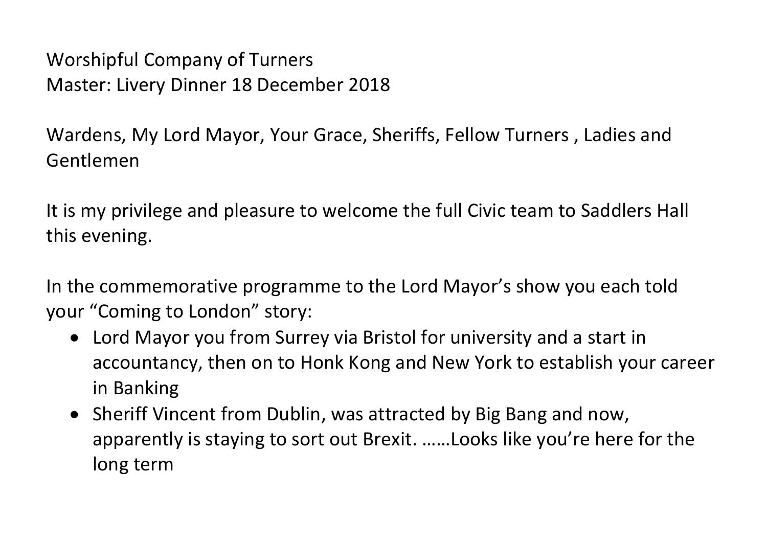Worshipful Company of Turners
Master: Livery Dinner 18 December 2018

Wardens, My Lord Mayor, Your Grace, Sheriffs, Fellow Turners , Ladies and Gentlemen

It is my privilege and pleasure to welcome the full Civic team to Saddlers Hall this evening.

In the commemorative programme to the Lord Mayor's show you each told your "Coming to London" story:

- Lord Mayor you from Surrey via Bristol for university and a start in accountancy, then on to Honk Kong and New York to establish your career in Banking
- Sheriff Vincent from Dublin, was attracted by Big Bang and now, apparently is staying to sort out Brexit. ……Looks like you're here for the long term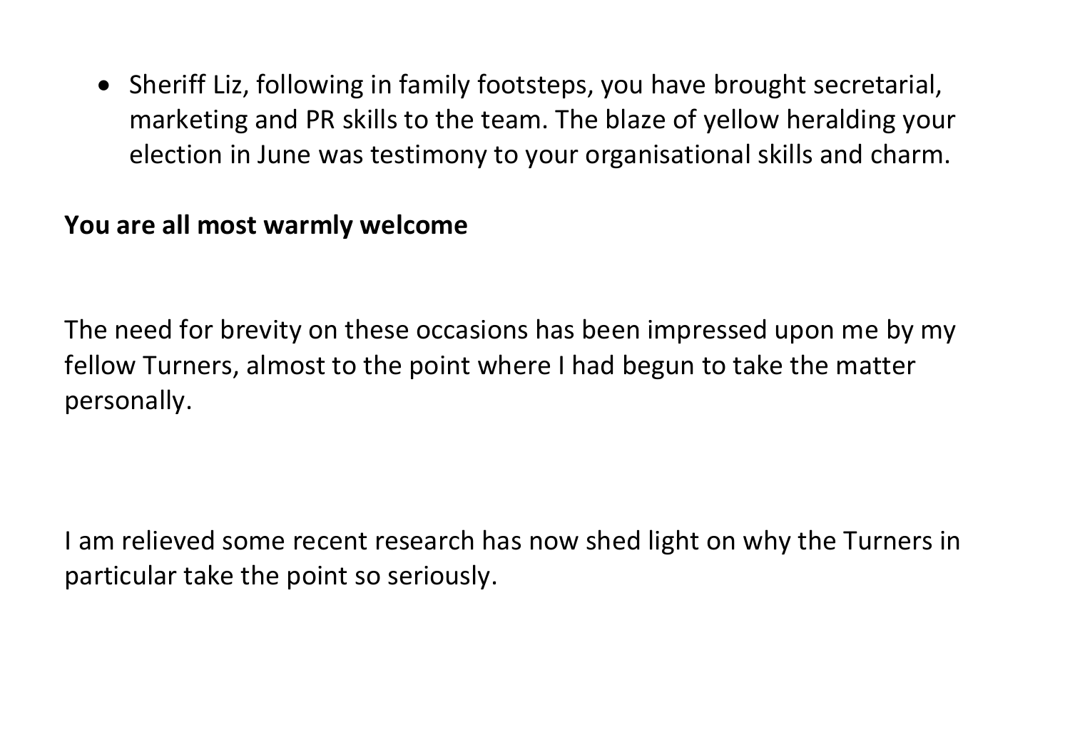- Sheriff Liz, following in family footsteps, you have brought secretarial, marketing and PR skills to the team. The blaze of yellow heralding your election in June was testimony to your organisational skills and charm.

**You are all most warmly welcome**

The need for brevity on these occasions has been impressed upon me by my fellow Turners, almost to the point where I had begun to take the matter personally.

I am relieved some recent research has now shed light on why the Turners in particular take the point so seriously.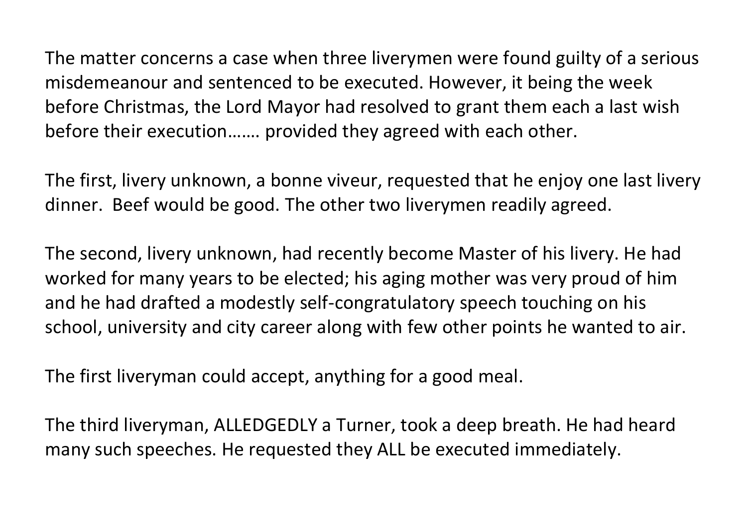The matter concerns a case when three liverymen were found guilty of a serious misdemeanour and sentenced to be executed. However, it being the week before Christmas, the Lord Mayor had resolved to grant them each a last wish before their execution……. provided they agreed with each other.

The first, livery unknown, a bonne viveur, requested that he enjoy one last livery dinner. Beef would be good. The other two liverymen readily agreed.

The second, livery unknown, had recently become Master of his livery. He had worked for many years to be elected; his aging mother was very proud of him and he had drafted a modestly self-congratulatory speech touching on his school, university and city career along with few other points he wanted to air.

The first liveryman could accept, anything for a good meal.

The third liveryman, ALLEDGEDLY a Turner, took a deep breath. He had heard many such speeches. He requested they ALL be executed immediately.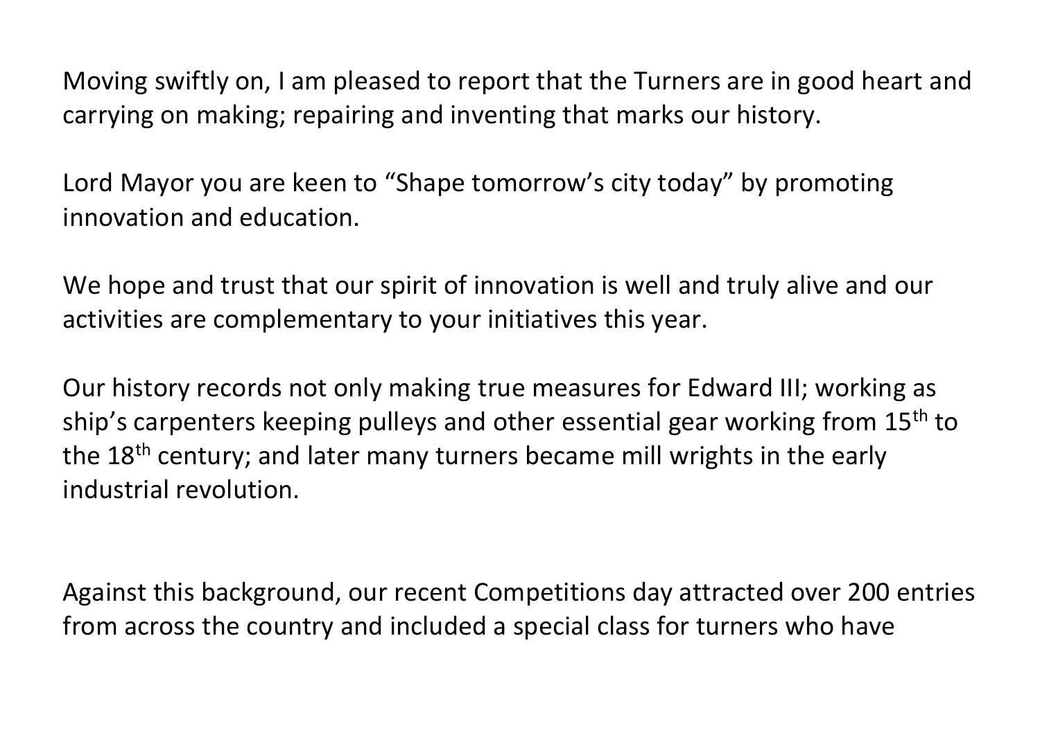Moving swiftly on, I am pleased to report that the Turners are in good heart and carrying on making; repairing and inventing that marks our history.

Lord Mayor you are keen to "Shape tomorrow's city today" by promoting innovation and education.

We hope and trust that our spirit of innovation is well and truly alive and our activities are complementary to your initiatives this year.

Our history records not only making true measures for Edward III; working as ship's carpenters keeping pulleys and other essential gear working from 15th to the 18th century; and later many turners became mill wrights in the early industrial revolution.

Against this background, our recent Competitions day attracted over 200 entries from across the country and included a special class for turners who have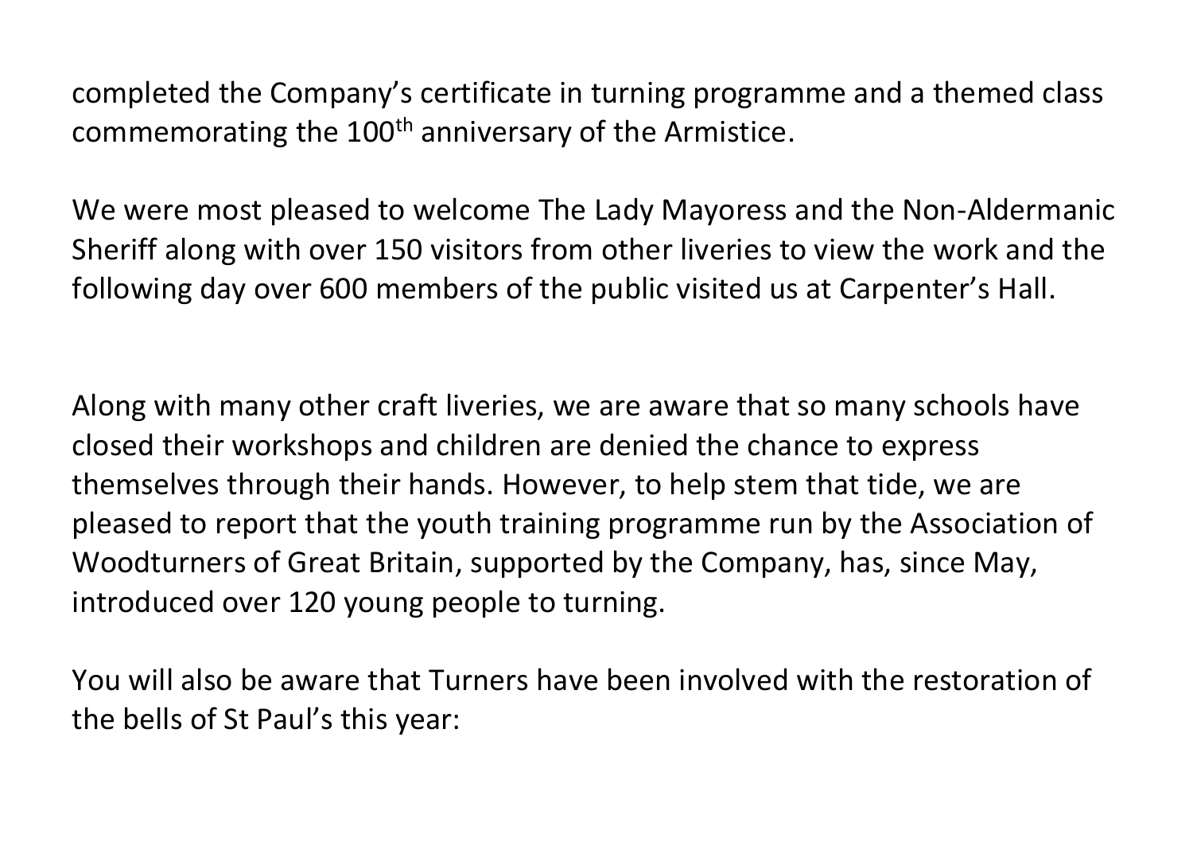completed the Company's certificate in turning programme and a themed class commemorating the 100th anniversary of the Armistice.

We were most pleased to welcome The Lady Mayoress and the Non-Aldermanic Sheriff along with over 150 visitors from other liveries to view the work and the following day over 600 members of the public visited us at Carpenter's Hall.

Along with many other craft liveries, we are aware that so many schools have closed their workshops and children are denied the chance to express themselves through their hands. However, to help stem that tide, we are pleased to report that the youth training programme run by the Association of Woodturners of Great Britain, supported by the Company, has, since May, introduced over 120 young people to turning.

You will also be aware that Turners have been involved with the restoration of the bells of St Paul's this year: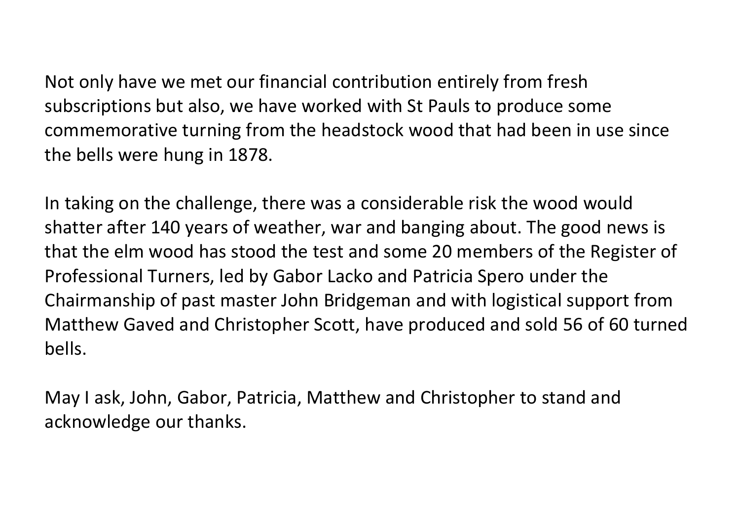Not only have we met our financial contribution entirely from fresh subscriptions but also, we have worked with St Pauls to produce some commemorative turning from the headstock wood that had been in use since the bells were hung in 1878.

In taking on the challenge, there was a considerable risk the wood would shatter after 140 years of weather, war and banging about. The good news is that the elm wood has stood the test and some 20 members of the Register of Professional Turners, led by Gabor Lacko and Patricia Spero under the Chairmanship of past master John Bridgeman and with logistical support from Matthew Gaved and Christopher Scott, have produced and sold 56 of 60 turned bells.

May I ask, John, Gabor, Patricia, Matthew and Christopher to stand and acknowledge our thanks.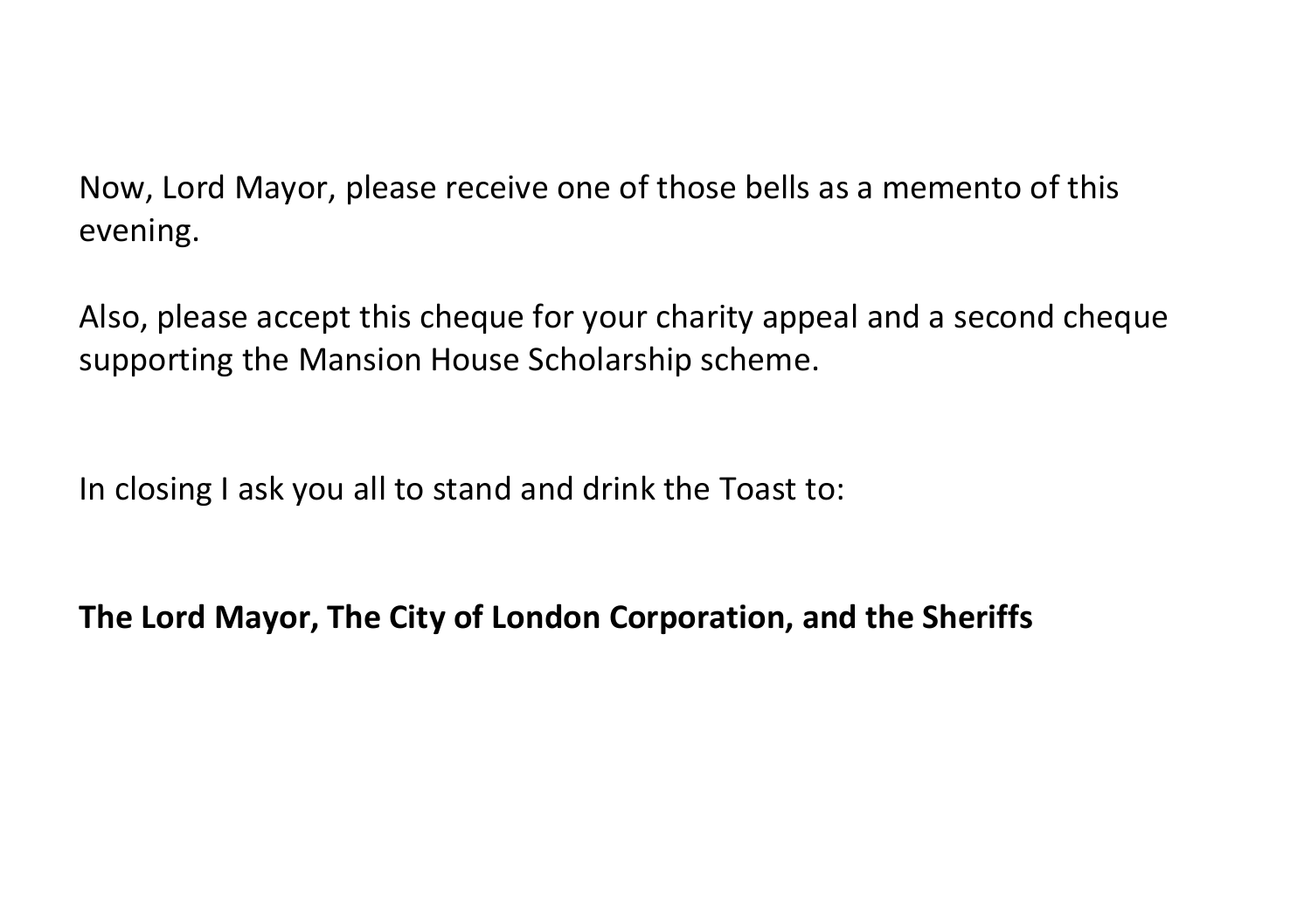Now, Lord Mayor, please receive one of those bells as a memento of this evening.

Also, please accept this cheque for your charity appeal and a second cheque supporting the Mansion House Scholarship scheme.

In closing I ask you all to stand and drink the Toast to:

**The Lord Mayor, The City of London Corporation, and the Sheriffs**